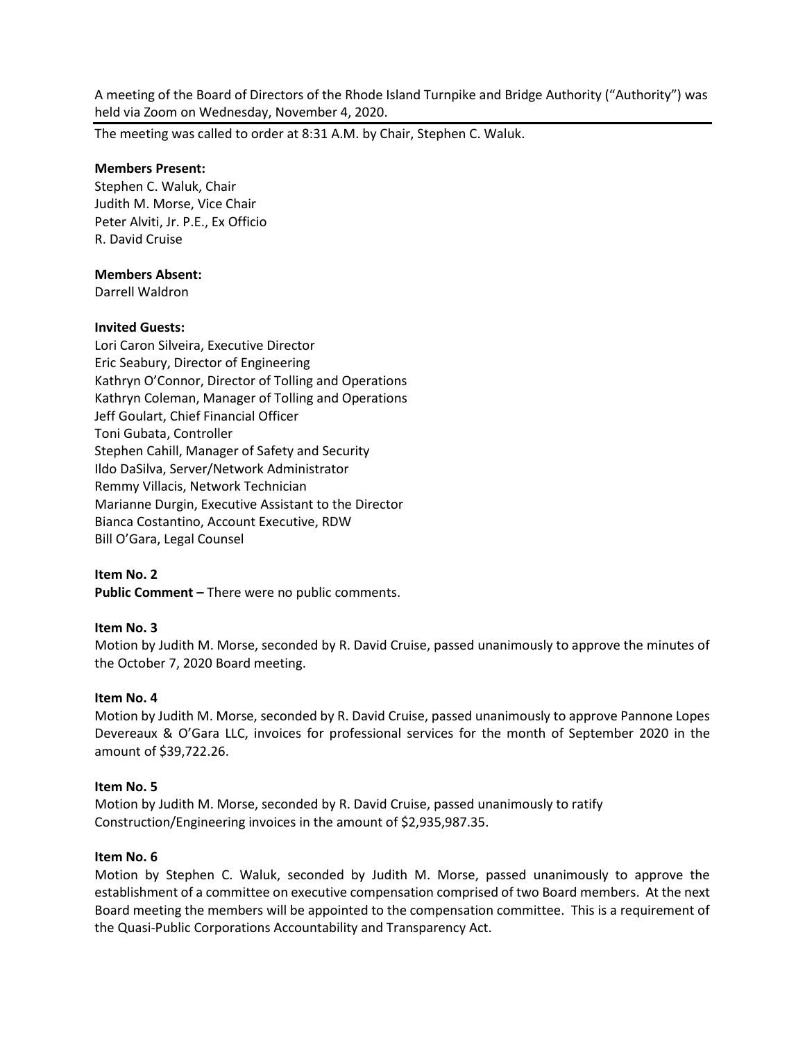A meeting of the Board of Directors of the Rhode Island Turnpike and Bridge Authority ("Authority") was held via Zoom on Wednesday, November 4, 2020.

---

The meeting was called to order at 8:31 A.M. by Chair, Stephen C. Waluk.

**Members Present:**
Stephen C. Waluk, Chair
Judith M. Morse, Vice Chair
Peter Alviti, Jr. P.E., Ex Officio
R. David Cruise

**Members Absent:**
Darrell Waldron

**Invited Guests:**
Lori Caron Silveira, Executive Director
Eric Seabury, Director of Engineering
Kathryn O'Connor, Director of Tolling and Operations
Kathryn Coleman, Manager of Tolling and Operations
Jeff Goulart, Chief Financial Officer
Toni Gubata, Controller
Stephen Cahill, Manager of Safety and Security
Ildo DaSilva, Server/Network Administrator
Remmy Villacis, Network Technician
Marianne Durgin, Executive Assistant to the Director
Bianca Costantino, Account Executive, RDW
Bill O'Gara, Legal Counsel

**Item No. 2**
**Public Comment –** There were no public comments.

**Item No. 3**
Motion by Judith M. Morse, seconded by R. David Cruise, passed unanimously to approve the minutes of the October 7, 2020 Board meeting.

**Item No. 4**
Motion by Judith M. Morse, seconded by R. David Cruise, passed unanimously to approve Pannone Lopes Devereaux & O'Gara LLC, invoices for professional services for the month of September 2020 in the amount of $39,722.26.

**Item No. 5**
Motion by Judith M. Morse, seconded by R. David Cruise, passed unanimously to ratify Construction/Engineering invoices in the amount of $2,935,987.35.

**Item No. 6**
Motion by Stephen C. Waluk, seconded by Judith M. Morse, passed unanimously to approve the establishment of a committee on executive compensation comprised of two Board members. At the next Board meeting the members will be appointed to the compensation committee. This is a requirement of the Quasi-Public Corporations Accountability and Transparency Act.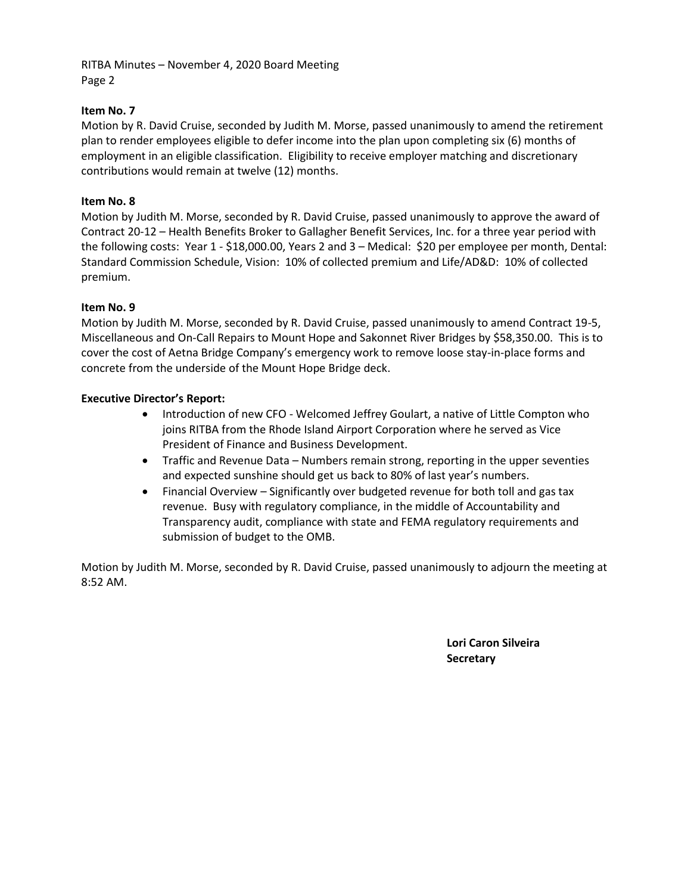**Item No. 7**

Motion by R. David Cruise, seconded by Judith M. Morse, passed unanimously to amend the retirement plan to render employees eligible to defer income into the plan upon completing six (6) months of employment in an eligible classification. Eligibility to receive employer matching and discretionary contributions would remain at twelve (12) months.

**Item No. 8**

Motion by Judith M. Morse, seconded by R. David Cruise, passed unanimously to approve the award of Contract 20-12 – Health Benefits Broker to Gallagher Benefit Services, Inc. for a three year period with the following costs: Year 1 - $18,000.00, Years 2 and 3 – Medical: $20 per employee per month, Dental: Standard Commission Schedule, Vision: 10% of collected premium and Life/AD&D: 10% of collected premium.

**Item No. 9**

Motion by Judith M. Morse, seconded by R. David Cruise, passed unanimously to amend Contract 19-5, Miscellaneous and On-Call Repairs to Mount Hope and Sakonnet River Bridges by $58,350.00. This is to cover the cost of Aetna Bridge Company's emergency work to remove loose stay-in-place forms and concrete from the underside of the Mount Hope Bridge deck.

**Executive Director's Report:**

- Introduction of new CFO - Welcomed Jeffrey Goulart, a native of Little Compton who joins RITBA from the Rhode Island Airport Corporation where he served as Vice President of Finance and Business Development.
- Traffic and Revenue Data – Numbers remain strong, reporting in the upper seventies and expected sunshine should get us back to 80% of last year's numbers.
- Financial Overview – Significantly over budgeted revenue for both toll and gas tax revenue. Busy with regulatory compliance, in the middle of Accountability and Transparency audit, compliance with state and FEMA regulatory requirements and submission of budget to the OMB.

Motion by Judith M. Morse, seconded by R. David Cruise, passed unanimously to adjourn the meeting at 8:52 AM.

**Lori Caron Silveira**
**Secretary**